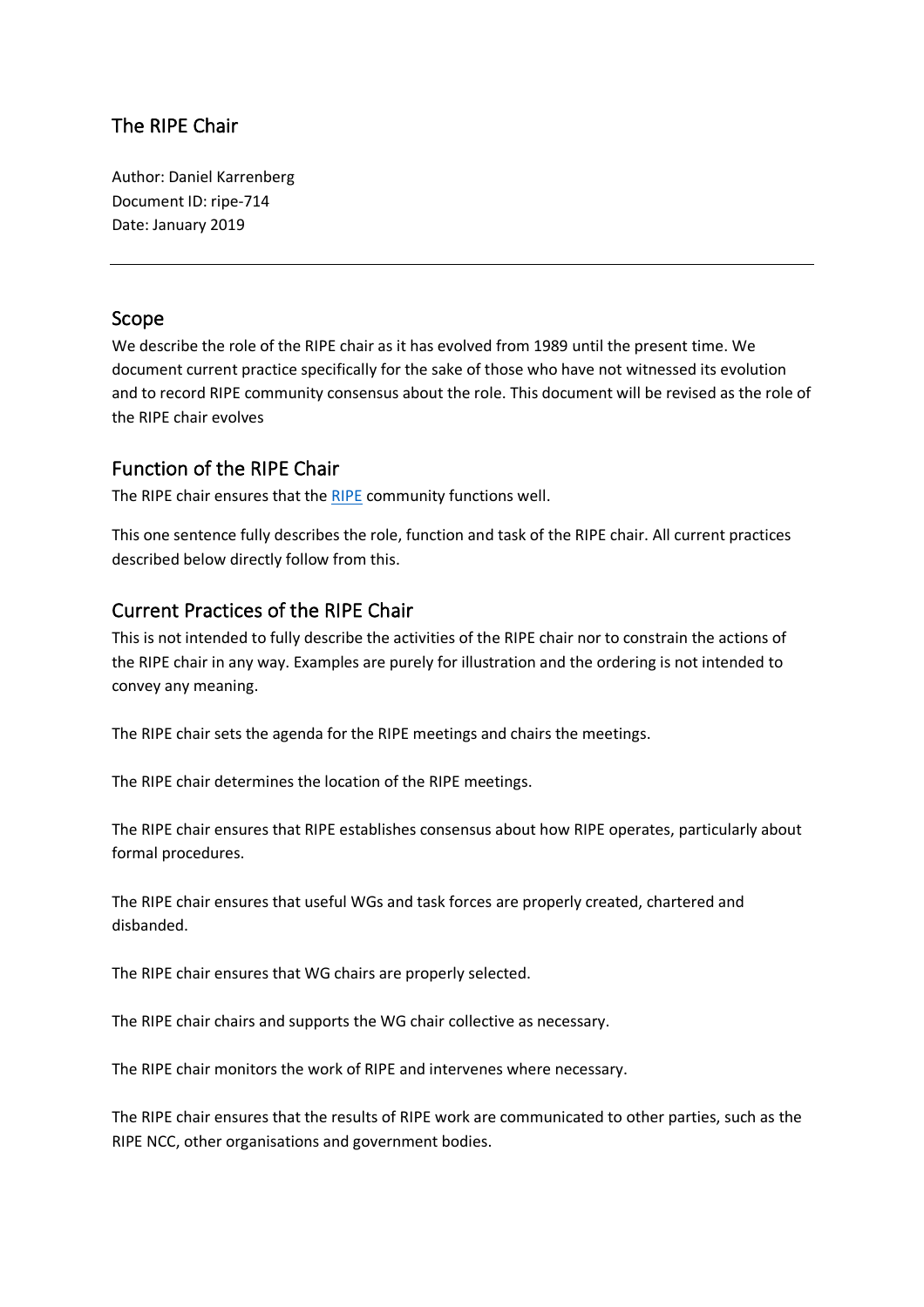# The RIPE Chair

Author: Daniel Karrenberg
Document ID: ripe-714
Date: January 2019

---

## Scope

We describe the role of the RIPE chair as it has evolved from 1989 until the present time. We document current practice specifically for the sake of those who have not witnessed its evolution and to record RIPE community consensus about the role. This document will be revised as the role of the RIPE chair evolves

## Function of the RIPE Chair

The RIPE chair ensures that the RIPE community functions well.

This one sentence fully describes the role, function and task of the RIPE chair. All current practices described below directly follow from this.

## Current Practices of the RIPE Chair

This is not intended to fully describe the activities of the RIPE chair nor to constrain the actions of the RIPE chair in any way. Examples are purely for illustration and the ordering is not intended to convey any meaning.

The RIPE chair sets the agenda for the RIPE meetings and chairs the meetings.

The RIPE chair determines the location of the RIPE meetings.

The RIPE chair ensures that RIPE establishes consensus about how RIPE operates, particularly about formal procedures.

The RIPE chair ensures that useful WGs and task forces are properly created, chartered and disbanded.

The RIPE chair ensures that WG chairs are properly selected.

The RIPE chair chairs and supports the WG chair collective as necessary.

The RIPE chair monitors the work of RIPE and intervenes where necessary.

The RIPE chair ensures that the results of RIPE work are communicated to other parties, such as the RIPE NCC, other organisations and government bodies.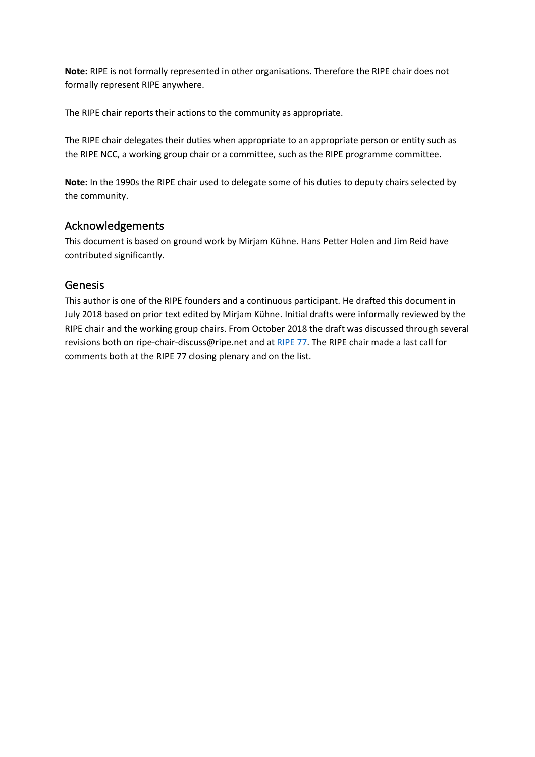**Note:** RIPE is not formally represented in other organisations. Therefore the RIPE chair does not formally represent RIPE anywhere.

The RIPE chair reports their actions to the community as appropriate.

The RIPE chair delegates their duties when appropriate to an appropriate person or entity such as the RIPE NCC, a working group chair or a committee, such as the RIPE programme committee.

**Note:** In the 1990s the RIPE chair used to delegate some of his duties to deputy chairs selected by the community.

## Acknowledgements

This document is based on ground work by Mirjam Kühne. Hans Petter Holen and Jim Reid have contributed significantly.

## Genesis

This author is one of the RIPE founders and a continuous participant. He drafted this document in July 2018 based on prior text edited by Mirjam Kühne. Initial drafts were informally reviewed by the RIPE chair and the working group chairs. From October 2018 the draft was discussed through several revisions both on ripe-chair-discuss@ripe.net and at RIPE 77. The RIPE chair made a last call for comments both at the RIPE 77 closing plenary and on the list.